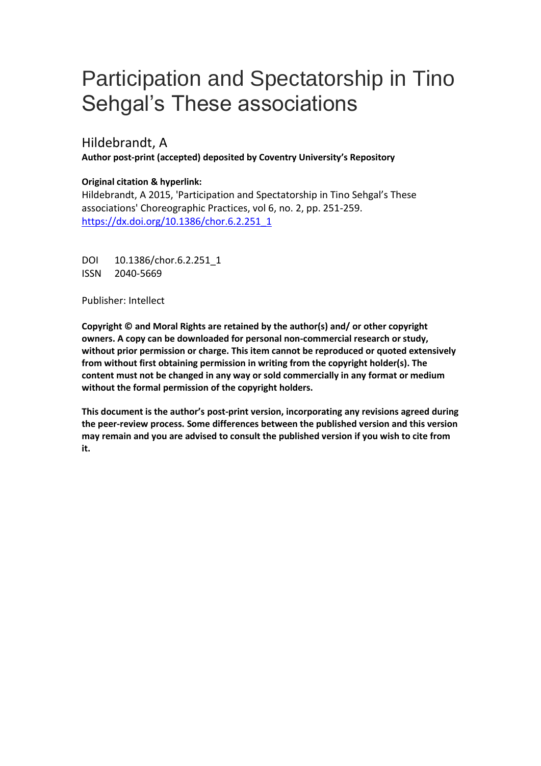# Participation and Spectatorship in Tino Sehgal's These associations

Hildebrandt, A

**Author post-print (accepted) deposited by Coventry University's Repository**

**Original citation & hyperlink:**

Hildebrandt, A 2015, 'Participation and Spectatorship in Tino Sehgal's These associations' Choreographic Practices, vol 6, no. 2, pp. 251-259.
[https://dx.doi.org/10.1386/chor.6.2.251_1](https://dx.doi.org/10.1386/chor.6.2.251_1)

DOI 10.1386/chor.6.2.251_1
ISSN 2040-5669

Publisher: Intellect

**Copyright © and Moral Rights are retained by the author(s) and/ or other copyright owners. A copy can be downloaded for personal non-commercial research or study, without prior permission or charge. This item cannot be reproduced or quoted extensively from without first obtaining permission in writing from the copyright holder(s). The content must not be changed in any way or sold commercially in any format or medium without the formal permission of the copyright holders.**

**This document is the author's post-print version, incorporating any revisions agreed during the peer-review process. Some differences between the published version and this version may remain and you are advised to consult the published version if you wish to cite from it.**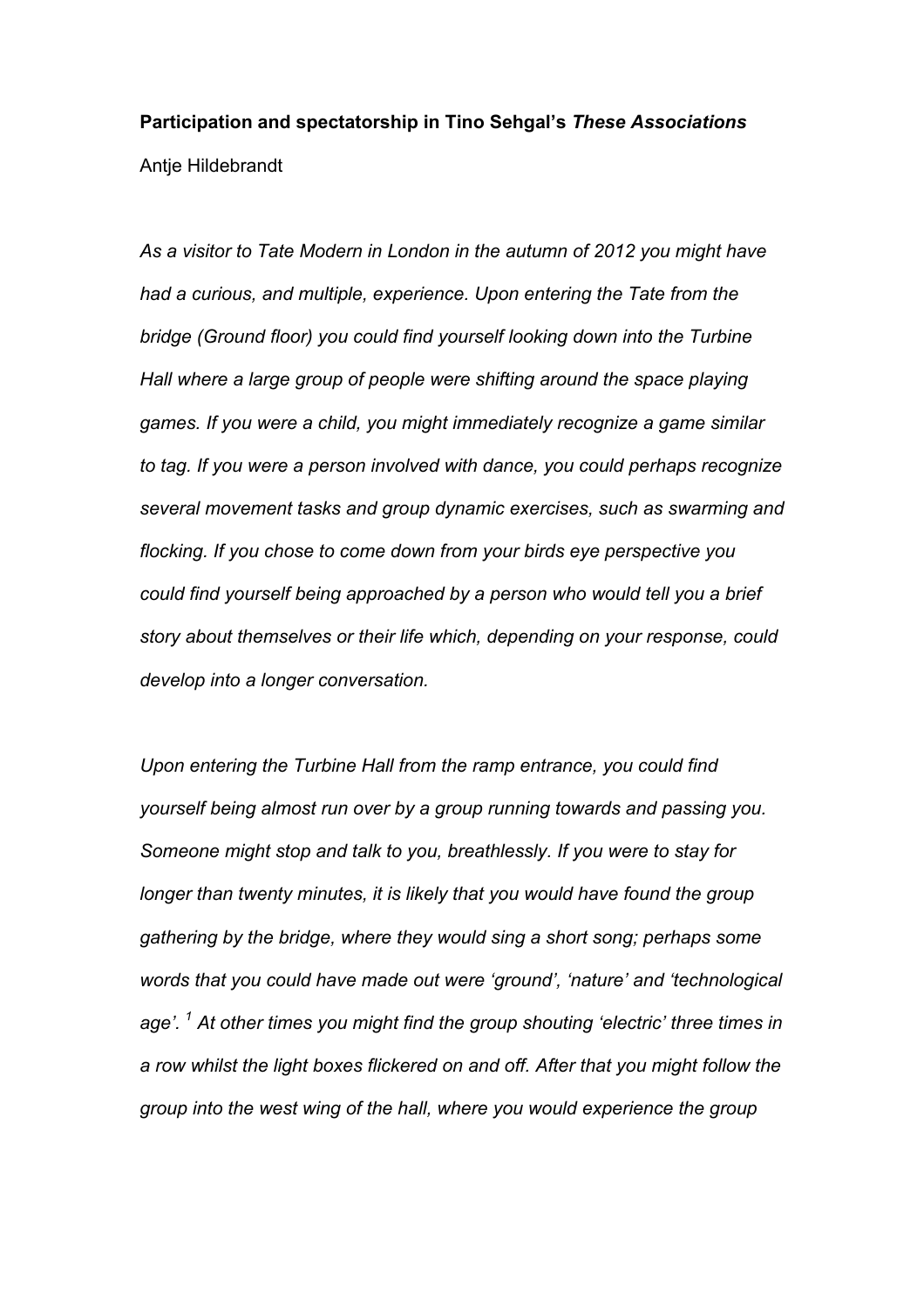**Participation and spectatorship in Tino Sehgal's *These Associations***

Antje Hildebrandt

*As a visitor to Tate Modern in London in the autumn of 2012 you might have had a curious, and multiple, experience. Upon entering the Tate from the bridge (Ground floor) you could find yourself looking down into the Turbine Hall where a large group of people were shifting around the space playing games. If you were a child, you might immediately recognize a game similar to tag. If you were a person involved with dance, you could perhaps recognize several movement tasks and group dynamic exercises, such as swarming and flocking. If you chose to come down from your birds eye perspective you could find yourself being approached by a person who would tell you a brief story about themselves or their life which, depending on your response, could develop into a longer conversation.*

*Upon entering the Turbine Hall from the ramp entrance, you could find yourself being almost run over by a group running towards and passing you. Someone might stop and talk to you, breathlessly. If you were to stay for longer than twenty minutes, it is likely that you would have found the group gathering by the bridge, where they would sing a short song; perhaps some words that you could have made out were 'ground', 'nature' and 'technological age'.* [1] *At other times you might find the group shouting 'electric' three times in a row whilst the light boxes flickered on and off. After that you might follow the group into the west wing of the hall, where you would experience the group*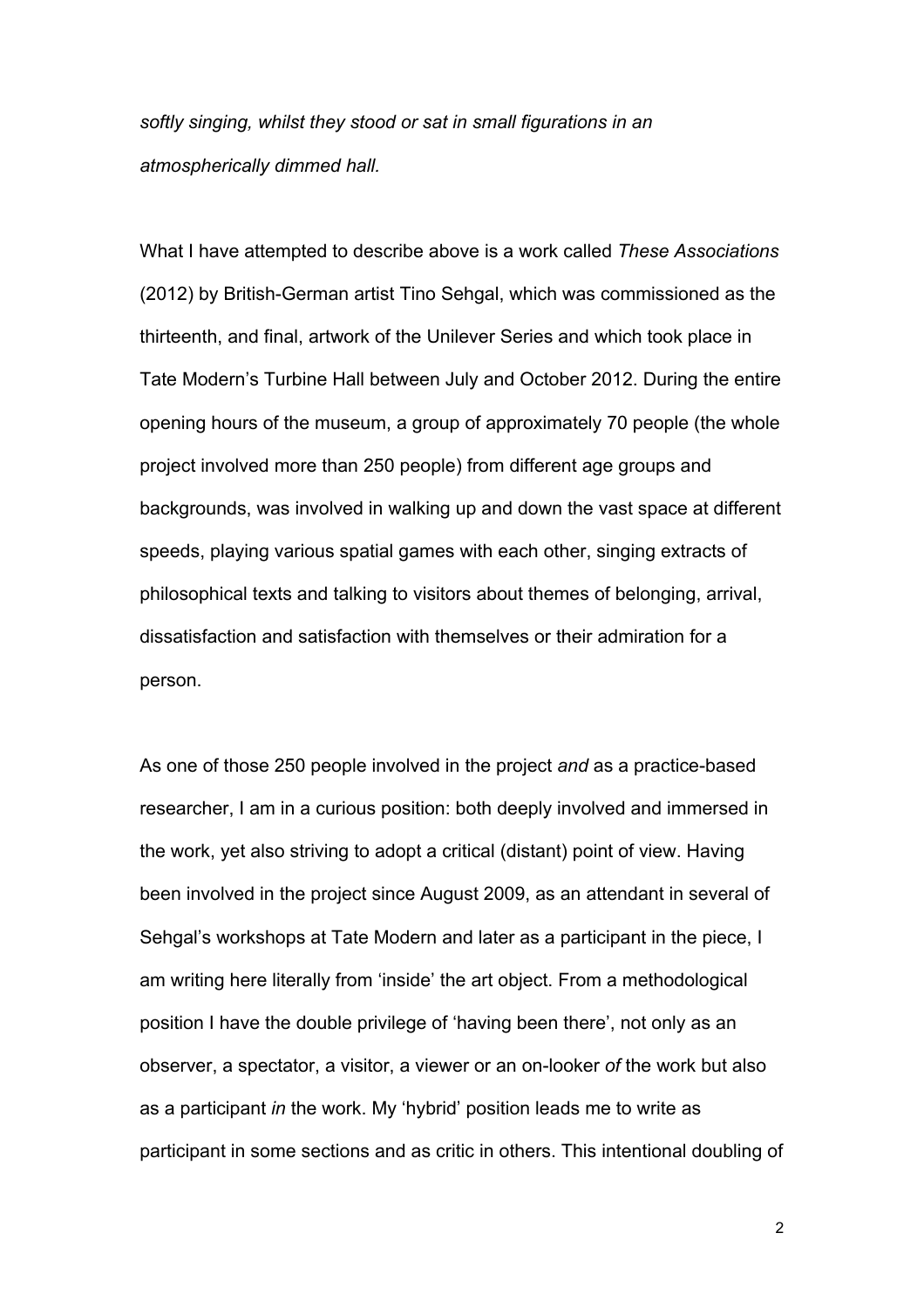*softly singing, whilst they stood or sat in small figurations in an atmospherically dimmed hall.*

What I have attempted to describe above is a work called *These Associations* (2012) by British-German artist Tino Sehgal, which was commissioned as the thirteenth, and final, artwork of the Unilever Series and which took place in Tate Modern's Turbine Hall between July and October 2012. During the entire opening hours of the museum, a group of approximately 70 people (the whole project involved more than 250 people) from different age groups and backgrounds, was involved in walking up and down the vast space at different speeds, playing various spatial games with each other, singing extracts of philosophical texts and talking to visitors about themes of belonging, arrival, dissatisfaction and satisfaction with themselves or their admiration for a person.

As one of those 250 people involved in the project *and* as a practice-based researcher, I am in a curious position: both deeply involved and immersed in the work, yet also striving to adopt a critical (distant) point of view. Having been involved in the project since August 2009, as an attendant in several of Sehgal's workshops at Tate Modern and later as a participant in the piece, I am writing here literally from 'inside' the art object. From a methodological position I have the double privilege of 'having been there', not only as an observer, a spectator, a visitor, a viewer or an on-looker *of* the work but also as a participant *in* the work. My 'hybrid' position leads me to write as participant in some sections and as critic in others. This intentional doubling of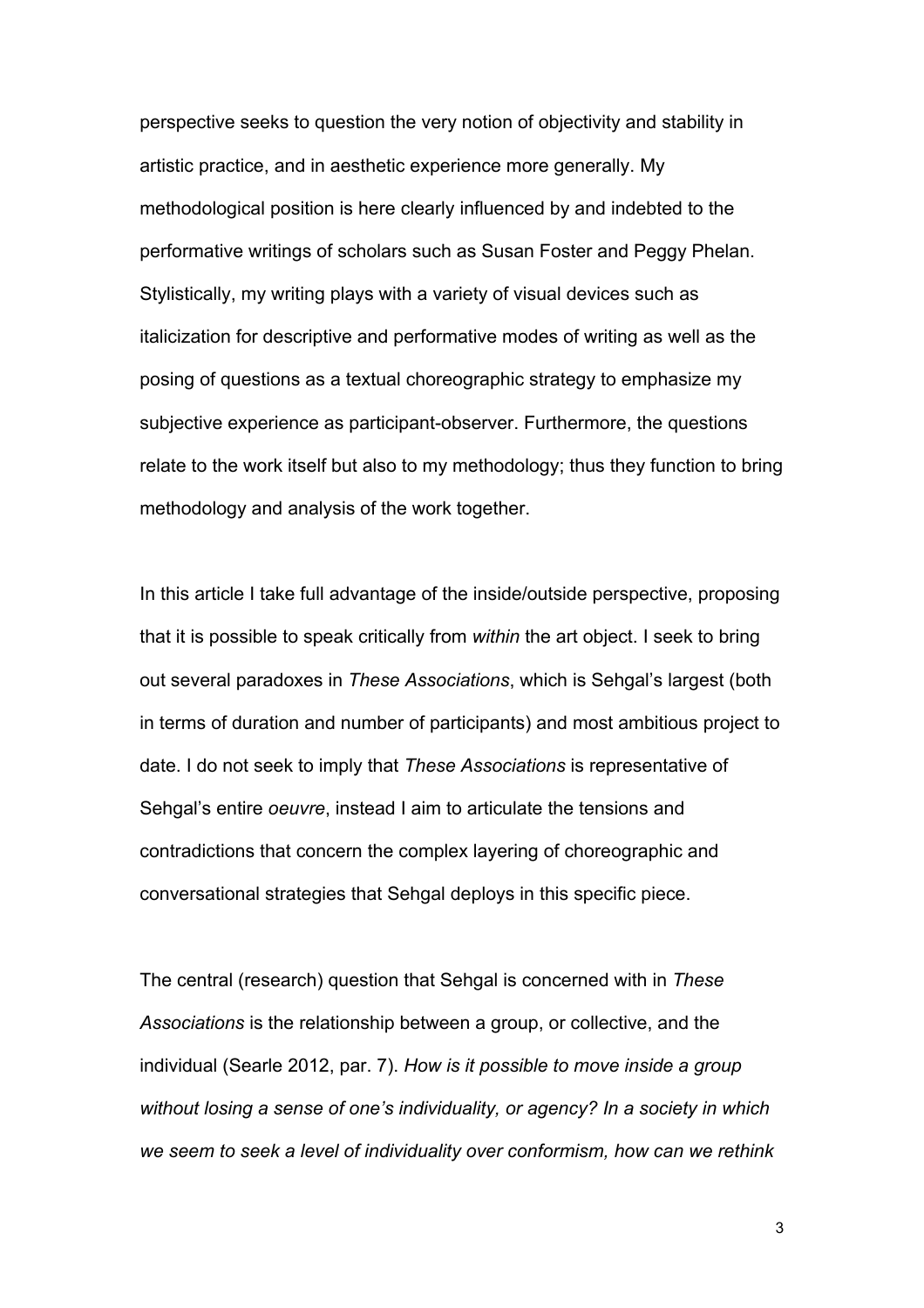perspective seeks to question the very notion of objectivity and stability in artistic practice, and in aesthetic experience more generally. My methodological position is here clearly influenced by and indebted to the performative writings of scholars such as Susan Foster and Peggy Phelan. Stylistically, my writing plays with a variety of visual devices such as italicization for descriptive and performative modes of writing as well as the posing of questions as a textual choreographic strategy to emphasize my subjective experience as participant-observer. Furthermore, the questions relate to the work itself but also to my methodology; thus they function to bring methodology and analysis of the work together.

In this article I take full advantage of the inside/outside perspective, proposing that it is possible to speak critically from *within* the art object. I seek to bring out several paradoxes in *These Associations*, which is Sehgal's largest (both in terms of duration and number of participants) and most ambitious project to date. I do not seek to imply that *These Associations* is representative of Sehgal's entire *oeuvre*, instead I aim to articulate the tensions and contradictions that concern the complex layering of choreographic and conversational strategies that Sehgal deploys in this specific piece.

The central (research) question that Sehgal is concerned with in *These Associations* is the relationship between a group, or collective, and the individual (Searle 2012, par. 7). *How is it possible to move inside a group without losing a sense of one's individuality, or agency? In a society in which we seem to seek a level of individuality over conformism, how can we rethink*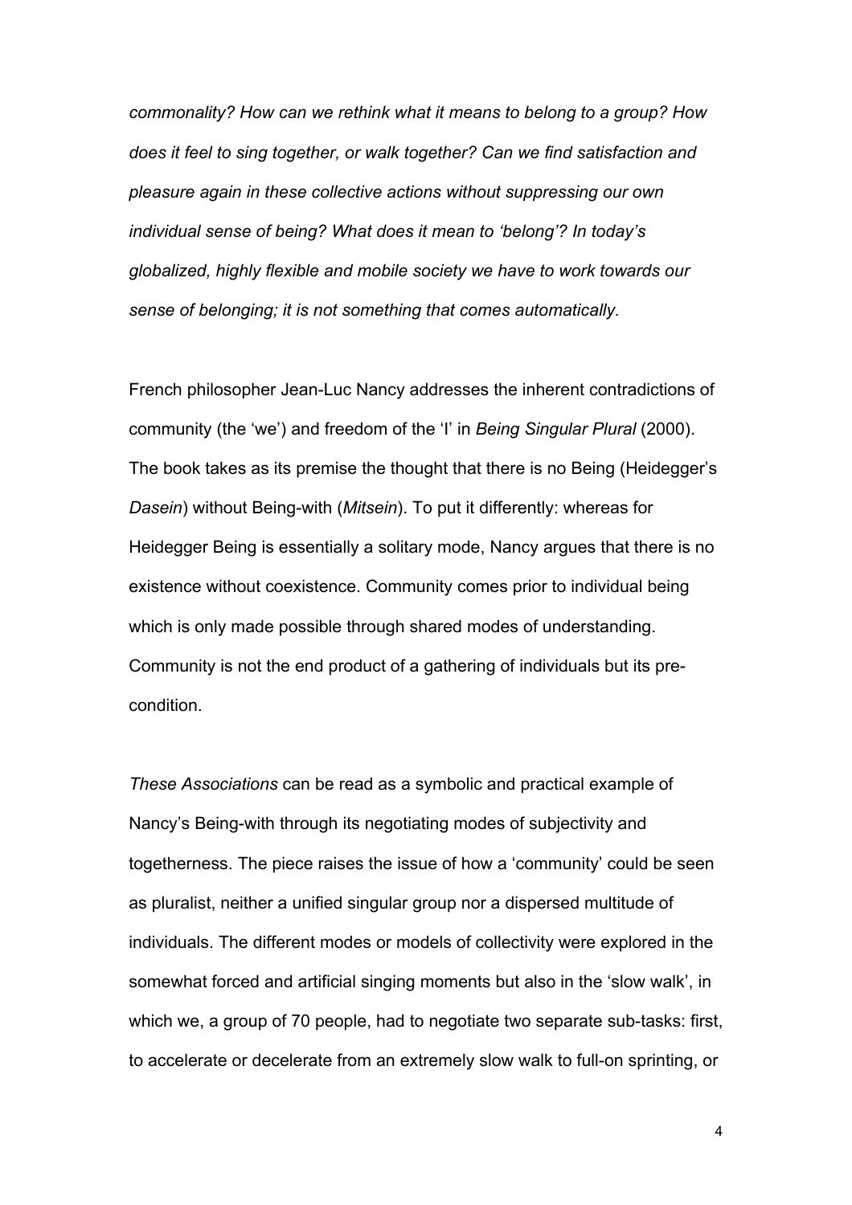*commonality? How can we rethink what it means to belong to a group? How does it feel to sing together, or walk together? Can we find satisfaction and pleasure again in these collective actions without suppressing our own individual sense of being? What does it mean to 'belong'? In today's globalized, highly flexible and mobile society we have to work towards our sense of belonging; it is not something that comes automatically.*

French philosopher Jean-Luc Nancy addresses the inherent contradictions of community (the 'we') and freedom of the 'I' in *Being Singular Plural* (2000). The book takes as its premise the thought that there is no Being (Heidegger's *Dasein*) without Being-with (*Mitsein*). To put it differently: whereas for Heidegger Being is essentially a solitary mode, Nancy argues that there is no existence without coexistence. Community comes prior to individual being which is only made possible through shared modes of understanding. Community is not the end product of a gathering of individuals but its pre-condition.

*These Associations* can be read as a symbolic and practical example of Nancy's Being-with through its negotiating modes of subjectivity and togetherness. The piece raises the issue of how a 'community' could be seen as pluralist, neither a unified singular group nor a dispersed multitude of individuals. The different modes or models of collectivity were explored in the somewhat forced and artificial singing moments but also in the 'slow walk', in which we, a group of 70 people, had to negotiate two separate sub-tasks: first, to accelerate or decelerate from an extremely slow walk to full-on sprinting, or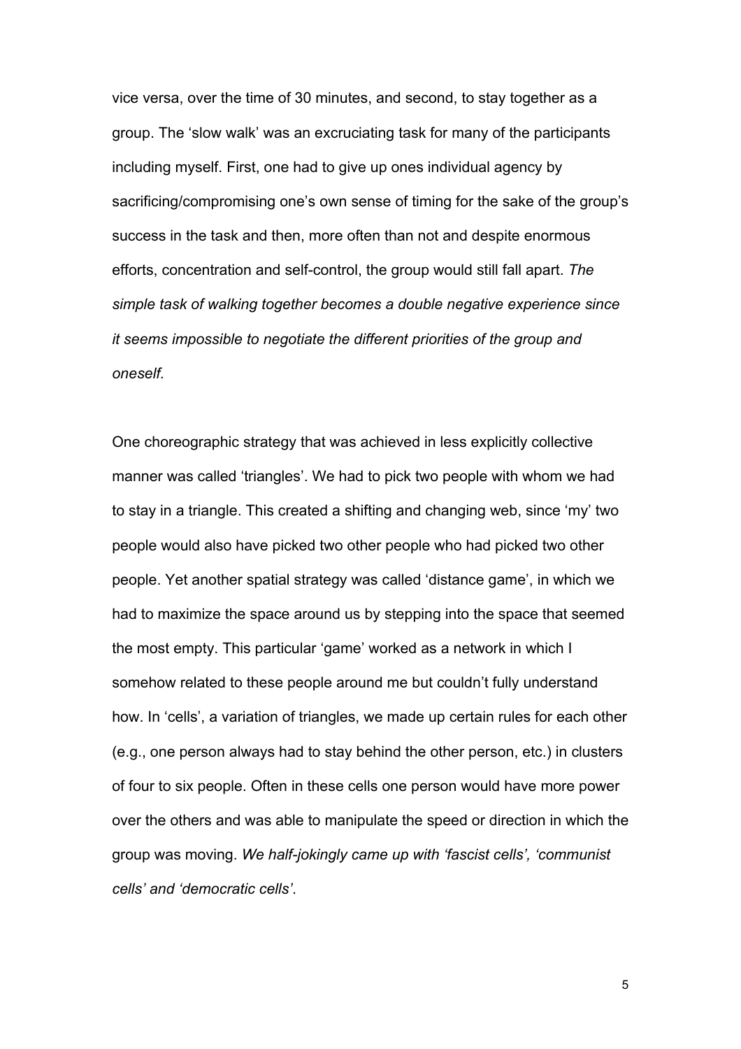vice versa, over the time of 30 minutes, and second, to stay together as a group. The 'slow walk' was an excruciating task for many of the participants including myself. First, one had to give up ones individual agency by sacrificing/compromising one's own sense of timing for the sake of the group's success in the task and then, more often than not and despite enormous efforts, concentration and self-control, the group would still fall apart. *The simple task of walking together becomes a double negative experience since it seems impossible to negotiate the different priorities of the group and oneself.*

One choreographic strategy that was achieved in less explicitly collective manner was called 'triangles'. We had to pick two people with whom we had to stay in a triangle. This created a shifting and changing web, since 'my' two people would also have picked two other people who had picked two other people. Yet another spatial strategy was called 'distance game', in which we had to maximize the space around us by stepping into the space that seemed the most empty. This particular 'game' worked as a network in which I somehow related to these people around me but couldn't fully understand how. In 'cells', a variation of triangles, we made up certain rules for each other (e.g., one person always had to stay behind the other person, etc.) in clusters of four to six people. Often in these cells one person would have more power over the others and was able to manipulate the speed or direction in which the group was moving. *We half-jokingly came up with 'fascist cells', 'communist cells' and 'democratic cells'*.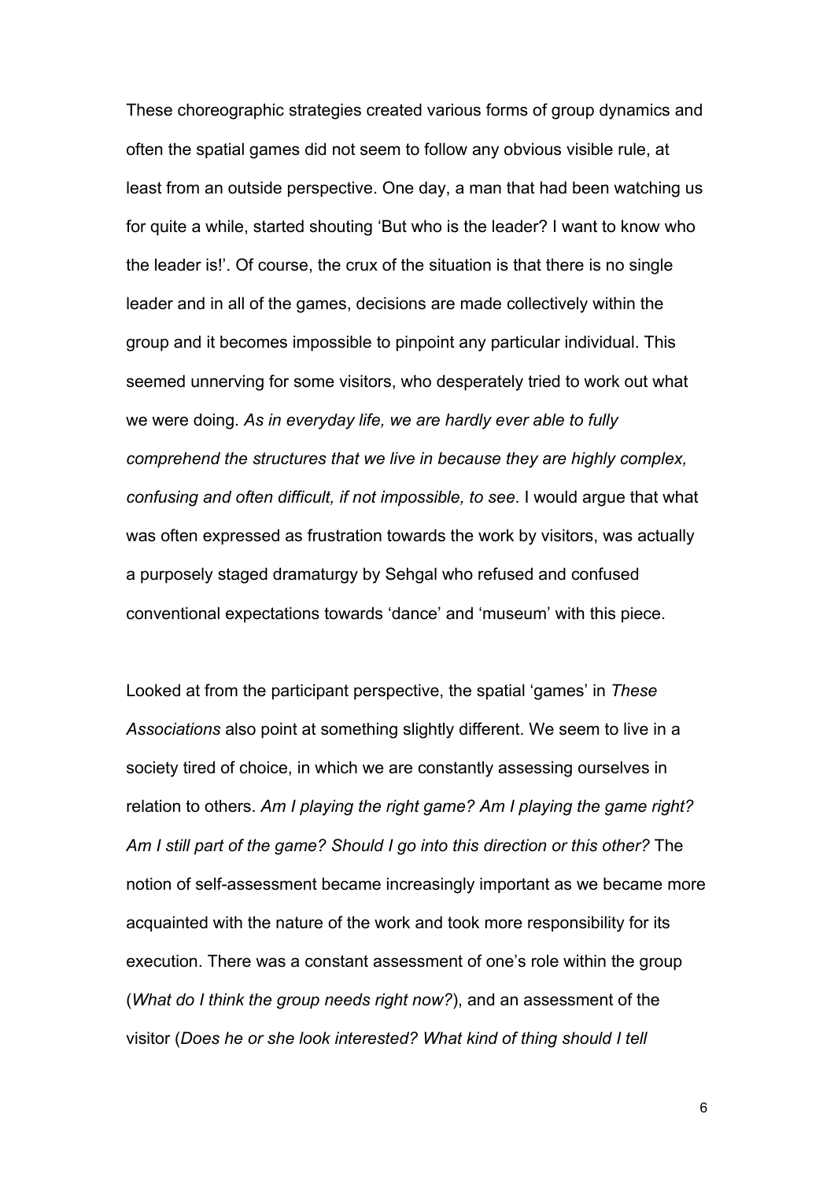These choreographic strategies created various forms of group dynamics and often the spatial games did not seem to follow any obvious visible rule, at least from an outside perspective. One day, a man that had been watching us for quite a while, started shouting 'But who is the leader? I want to know who the leader is!'. Of course, the crux of the situation is that there is no single leader and in all of the games, decisions are made collectively within the group and it becomes impossible to pinpoint any particular individual. This seemed unnerving for some visitors, who desperately tried to work out what we were doing. *As in everyday life, we are hardly ever able to fully comprehend the structures that we live in because they are highly complex, confusing and often difficult, if not impossible, to see*. I would argue that what was often expressed as frustration towards the work by visitors, was actually a purposely staged dramaturgy by Sehgal who refused and confused conventional expectations towards 'dance' and 'museum' with this piece.

Looked at from the participant perspective, the spatial 'games' in *These Associations* also point at something slightly different. We seem to live in a society tired of choice, in which we are constantly assessing ourselves in relation to others. *Am I playing the right game? Am I playing the game right? Am I still part of the game? Should I go into this direction or this other?* The notion of self-assessment became increasingly important as we became more acquainted with the nature of the work and took more responsibility for its execution. There was a constant assessment of one's role within the group (*What do I think the group needs right now?*), and an assessment of the visitor (*Does he or she look interested? What kind of thing should I tell*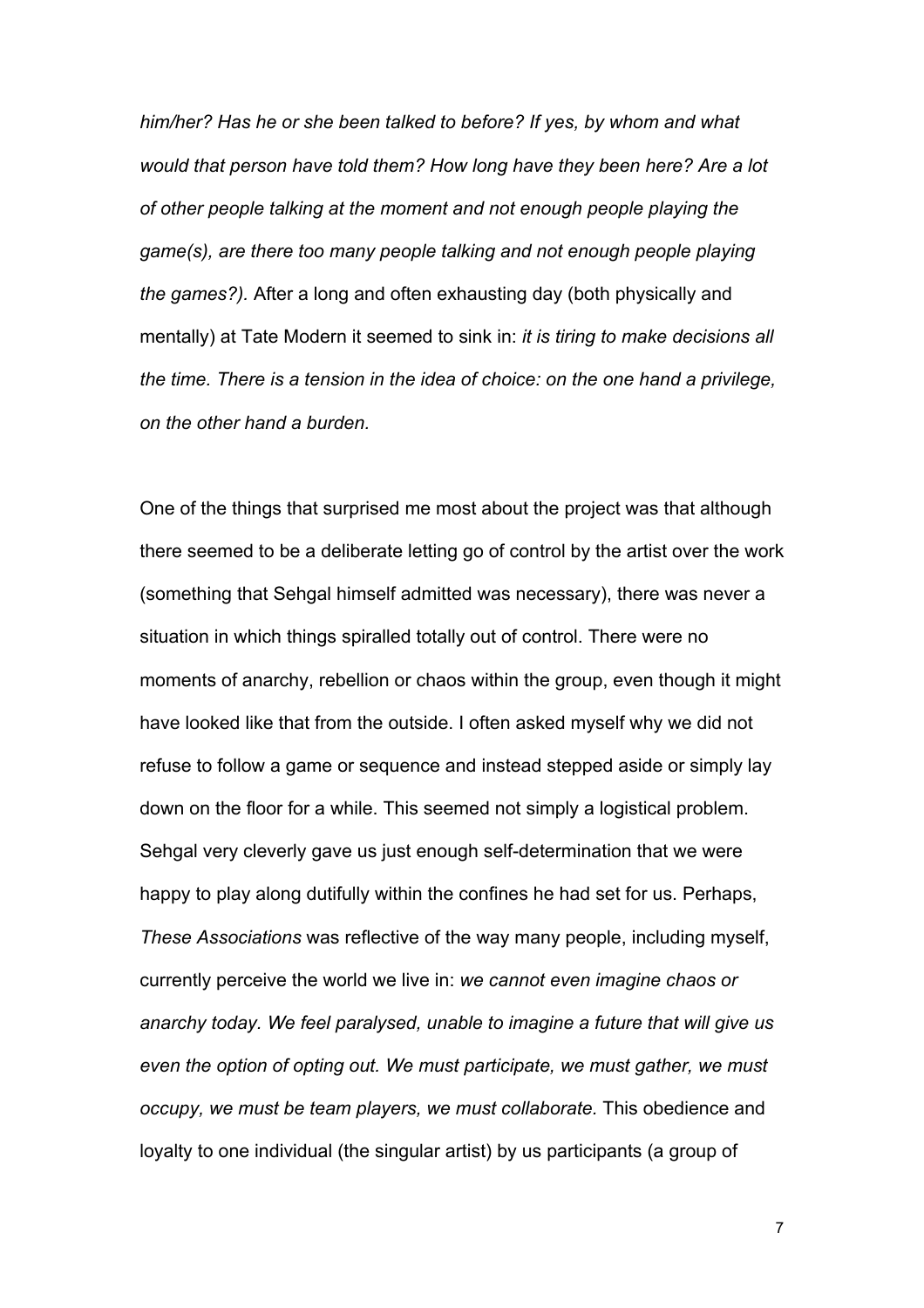*him/her? Has he or she been talked to before? If yes, by whom and what would that person have told them? How long have they been here? Are a lot of other people talking at the moment and not enough people playing the game(s), are there too many people talking and not enough people playing the games?).* After a long and often exhausting day (both physically and mentally) at Tate Modern it seemed to sink in: *it is tiring to make decisions all the time. There is a tension in the idea of choice: on the one hand a privilege, on the other hand a burden.*

One of the things that surprised me most about the project was that although there seemed to be a deliberate letting go of control by the artist over the work (something that Sehgal himself admitted was necessary), there was never a situation in which things spiralled totally out of control. There were no moments of anarchy, rebellion or chaos within the group, even though it might have looked like that from the outside. I often asked myself why we did not refuse to follow a game or sequence and instead stepped aside or simply lay down on the floor for a while. This seemed not simply a logistical problem. Sehgal very cleverly gave us just enough self-determination that we were happy to play along dutifully within the confines he had set for us. Perhaps, *These Associations* was reflective of the way many people, including myself, currently perceive the world we live in: *we cannot even imagine chaos or anarchy today. We feel paralysed, unable to imagine a future that will give us even the option of opting out. We must participate, we must gather, we must occupy, we must be team players, we must collaborate.* This obedience and loyalty to one individual (the singular artist) by us participants (a group of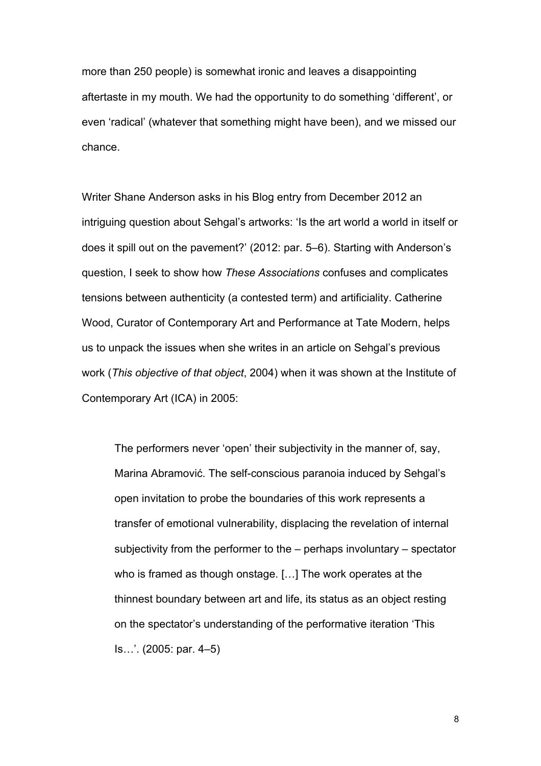more than 250 people) is somewhat ironic and leaves a disappointing aftertaste in my mouth. We had the opportunity to do something 'different', or even 'radical' (whatever that something might have been), and we missed our chance.

Writer Shane Anderson asks in his Blog entry from December 2012 an intriguing question about Sehgal's artworks: 'Is the art world a world in itself or does it spill out on the pavement?' (2012: par. 5–6). Starting with Anderson's question, I seek to show how *These Associations* confuses and complicates tensions between authenticity (a contested term) and artificiality. Catherine Wood, Curator of Contemporary Art and Performance at Tate Modern, helps us to unpack the issues when she writes in an article on Sehgal's previous work (*This objective of that object*, 2004) when it was shown at the Institute of Contemporary Art (ICA) in 2005:

> The performers never 'open' their subjectivity in the manner of, say, Marina Abramović. The self-conscious paranoia induced by Sehgal's open invitation to probe the boundaries of this work represents a transfer of emotional vulnerability, displacing the revelation of internal subjectivity from the performer to the – perhaps involuntary – spectator who is framed as though onstage. […] The work operates at the thinnest boundary between art and life, its status as an object resting on the spectator's understanding of the performative iteration 'This Is…'. (2005: par. 4–5)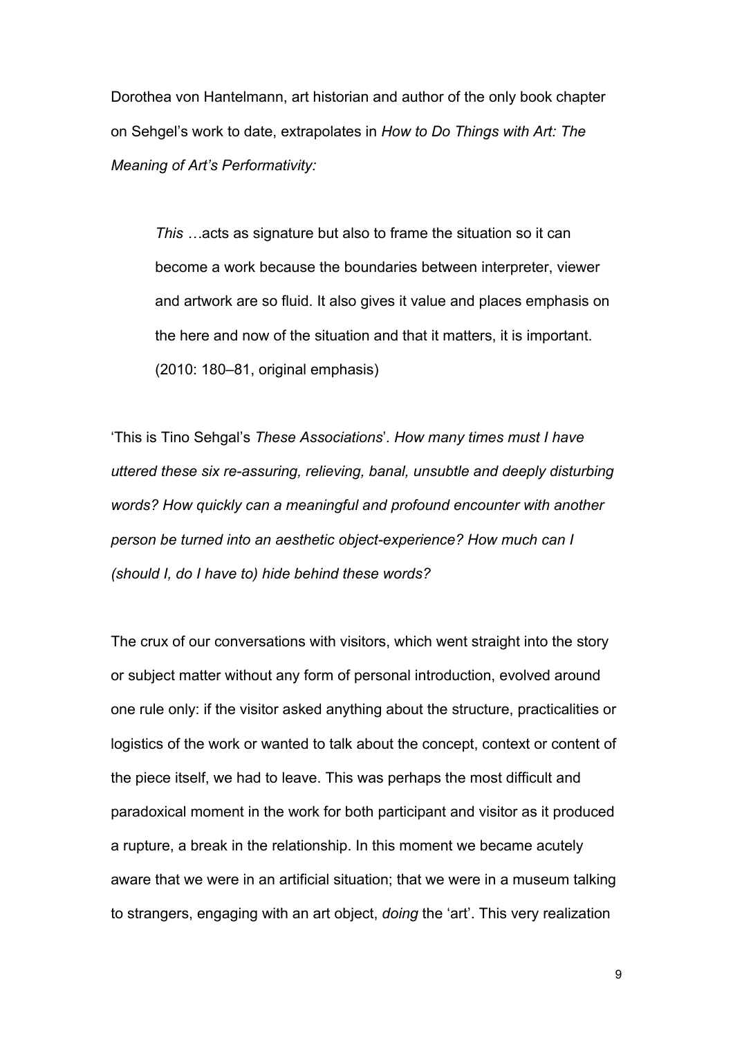Dorothea von Hantelmann, art historian and author of the only book chapter on Sehgel's work to date, extrapolates in *How to Do Things with Art: The Meaning of Art's Performativity:*

> *This* …acts as signature but also to frame the situation so it can become a work because the boundaries between interpreter, viewer and artwork are so fluid. It also gives it value and places emphasis on the here and now of the situation and that it matters, it is important. (2010: 180–81, original emphasis)

'This is Tino Sehgal's *These Associations*'. *How many times must I have uttered these six re-assuring, relieving, banal, unsubtle and deeply disturbing words? How quickly can a meaningful and profound encounter with another person be turned into an aesthetic object-experience? How much can I (should I, do I have to) hide behind these words?*

The crux of our conversations with visitors, which went straight into the story or subject matter without any form of personal introduction, evolved around one rule only: if the visitor asked anything about the structure, practicalities or logistics of the work or wanted to talk about the concept, context or content of the piece itself, we had to leave. This was perhaps the most difficult and paradoxical moment in the work for both participant and visitor as it produced a rupture, a break in the relationship. In this moment we became acutely aware that we were in an artificial situation; that we were in a museum talking to strangers, engaging with an art object, *doing* the 'art'. This very realization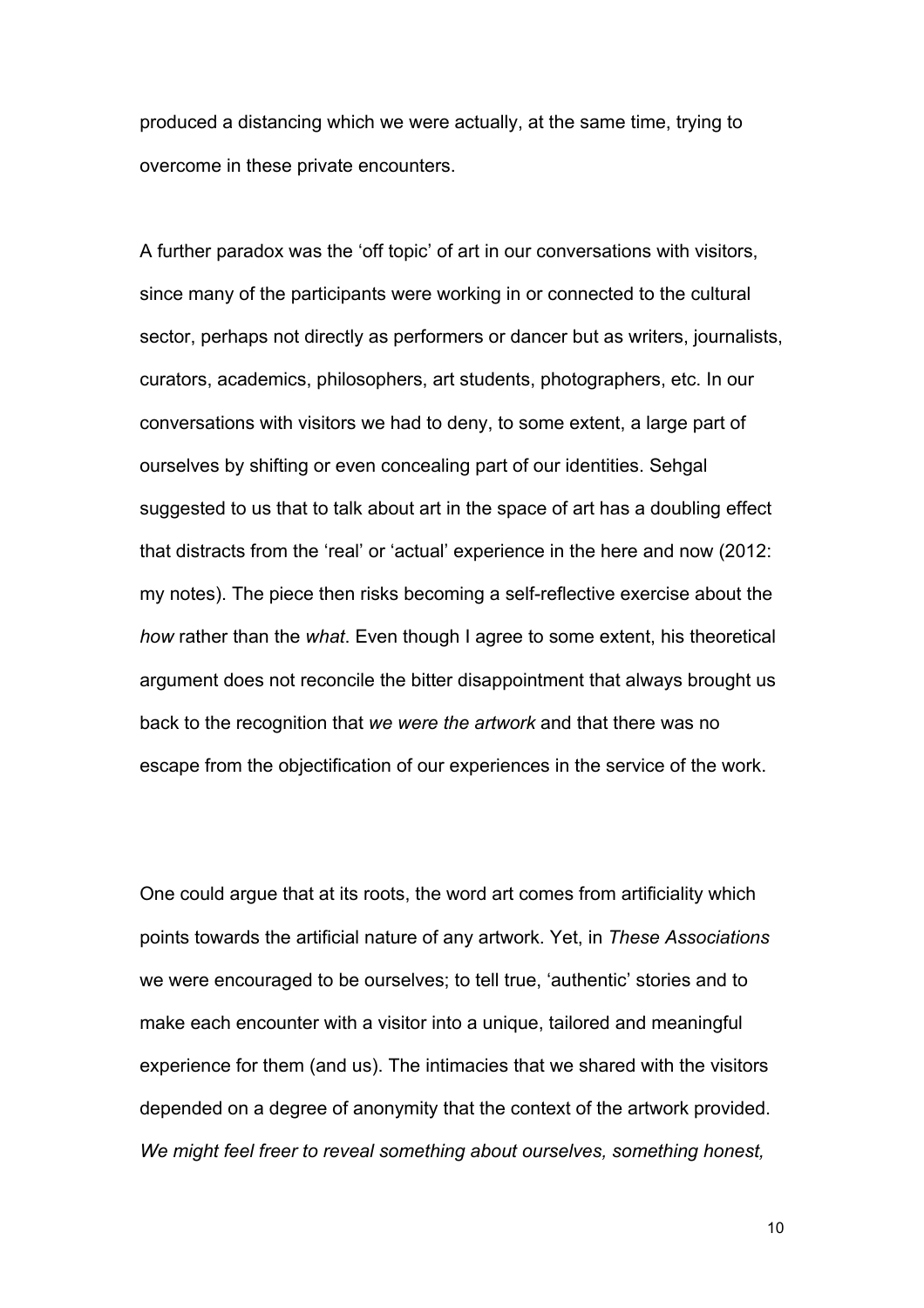produced a distancing which we were actually, at the same time, trying to overcome in these private encounters.

A further paradox was the 'off topic' of art in our conversations with visitors, since many of the participants were working in or connected to the cultural sector, perhaps not directly as performers or dancer but as writers, journalists, curators, academics, philosophers, art students, photographers, etc. In our conversations with visitors we had to deny, to some extent, a large part of ourselves by shifting or even concealing part of our identities. Sehgal suggested to us that to talk about art in the space of art has a doubling effect that distracts from the 'real' or 'actual' experience in the here and now (2012: my notes). The piece then risks becoming a self-reflective exercise about the *how* rather than the *what*. Even though I agree to some extent, his theoretical argument does not reconcile the bitter disappointment that always brought us back to the recognition that *we were the artwork* and that there was no escape from the objectification of our experiences in the service of the work.

One could argue that at its roots, the word art comes from artificiality which points towards the artificial nature of any artwork. Yet, in *These Associations* we were encouraged to be ourselves; to tell true, 'authentic' stories and to make each encounter with a visitor into a unique, tailored and meaningful experience for them (and us). The intimacies that we shared with the visitors depended on a degree of anonymity that the context of the artwork provided. *We might feel freer to reveal something about ourselves, something honest,*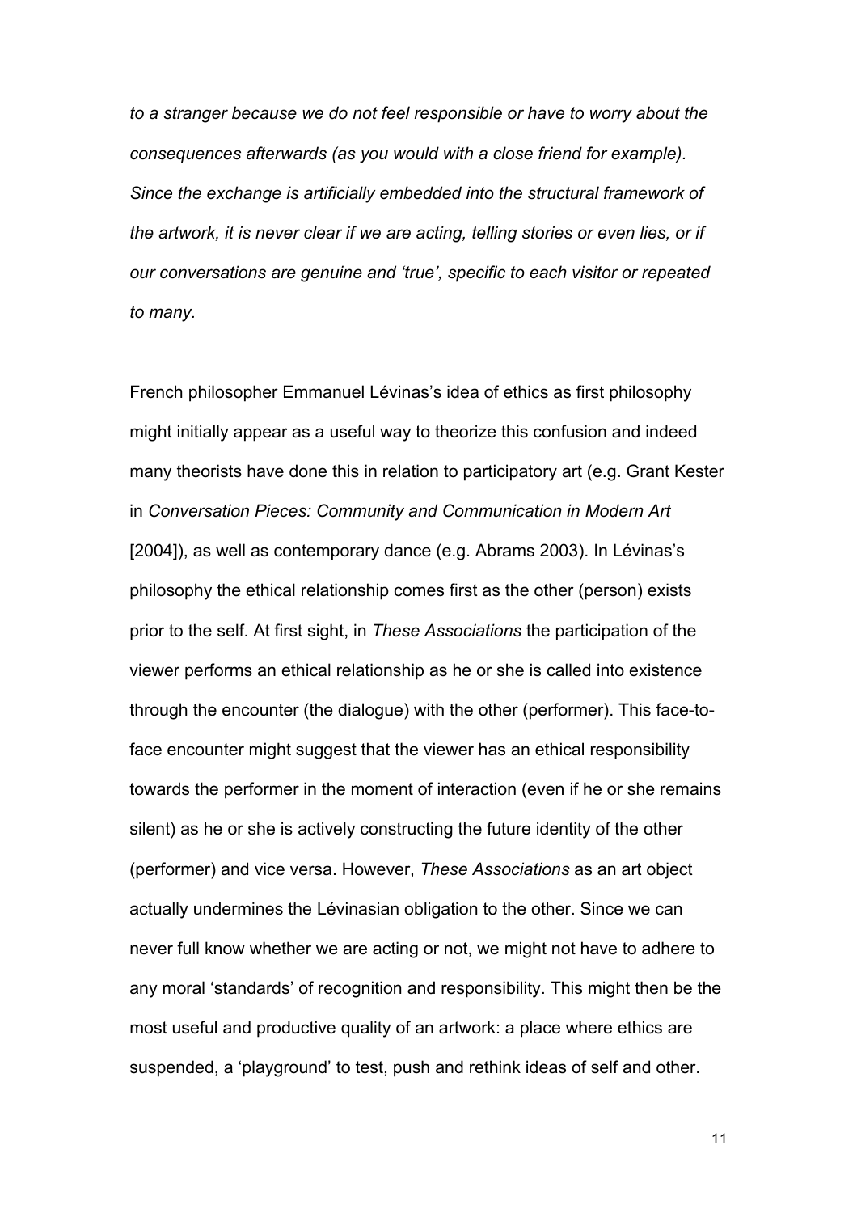*to a stranger because we do not feel responsible or have to worry about the consequences afterwards (as you would with a close friend for example). Since the exchange is artificially embedded into the structural framework of the artwork, it is never clear if we are acting, telling stories or even lies, or if our conversations are genuine and 'true', specific to each visitor or repeated to many.*

French philosopher Emmanuel Lévinas's idea of ethics as first philosophy might initially appear as a useful way to theorize this confusion and indeed many theorists have done this in relation to participatory art (e.g. Grant Kester in *Conversation Pieces: Community and Communication in Modern Art* [2004]), as well as contemporary dance (e.g. Abrams 2003). In Lévinas's philosophy the ethical relationship comes first as the other (person) exists prior to the self. At first sight, in *These Associations* the participation of the viewer performs an ethical relationship as he or she is called into existence through the encounter (the dialogue) with the other (performer). This face-to-face encounter might suggest that the viewer has an ethical responsibility towards the performer in the moment of interaction (even if he or she remains silent) as he or she is actively constructing the future identity of the other (performer) and vice versa. However, *These Associations* as an art object actually undermines the Lévinasian obligation to the other. Since we can never full know whether we are acting or not, we might not have to adhere to any moral 'standards' of recognition and responsibility. This might then be the most useful and productive quality of an artwork: a place where ethics are suspended, a 'playground' to test, push and rethink ideas of self and other.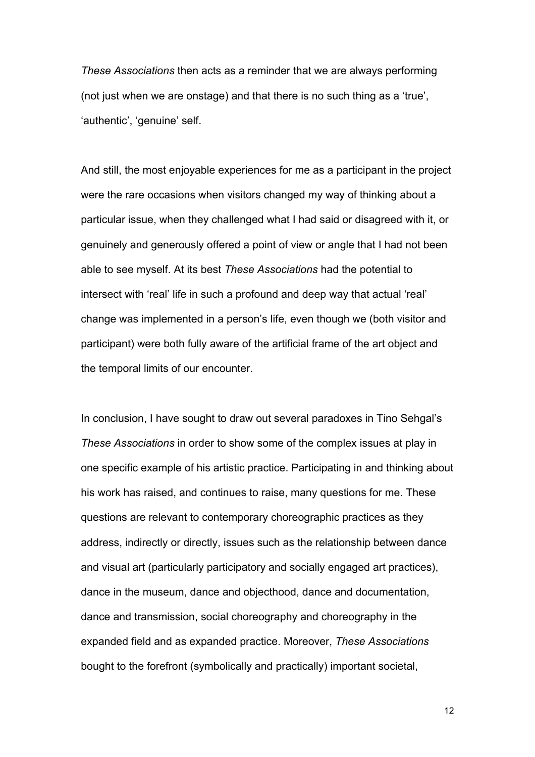*These Associations* then acts as a reminder that we are always performing (not just when we are onstage) and that there is no such thing as a 'true', 'authentic', 'genuine' self.

And still, the most enjoyable experiences for me as a participant in the project were the rare occasions when visitors changed my way of thinking about a particular issue, when they challenged what I had said or disagreed with it, or genuinely and generously offered a point of view or angle that I had not been able to see myself. At its best *These Associations* had the potential to intersect with 'real' life in such a profound and deep way that actual 'real' change was implemented in a person's life, even though we (both visitor and participant) were both fully aware of the artificial frame of the art object and the temporal limits of our encounter.

In conclusion, I have sought to draw out several paradoxes in Tino Sehgal's *These Associations* in order to show some of the complex issues at play in one specific example of his artistic practice. Participating in and thinking about his work has raised, and continues to raise, many questions for me. These questions are relevant to contemporary choreographic practices as they address, indirectly or directly, issues such as the relationship between dance and visual art (particularly participatory and socially engaged art practices), dance in the museum, dance and objecthood, dance and documentation, dance and transmission, social choreography and choreography in the expanded field and as expanded practice. Moreover, *These Associations* bought to the forefront (symbolically and practically) important societal,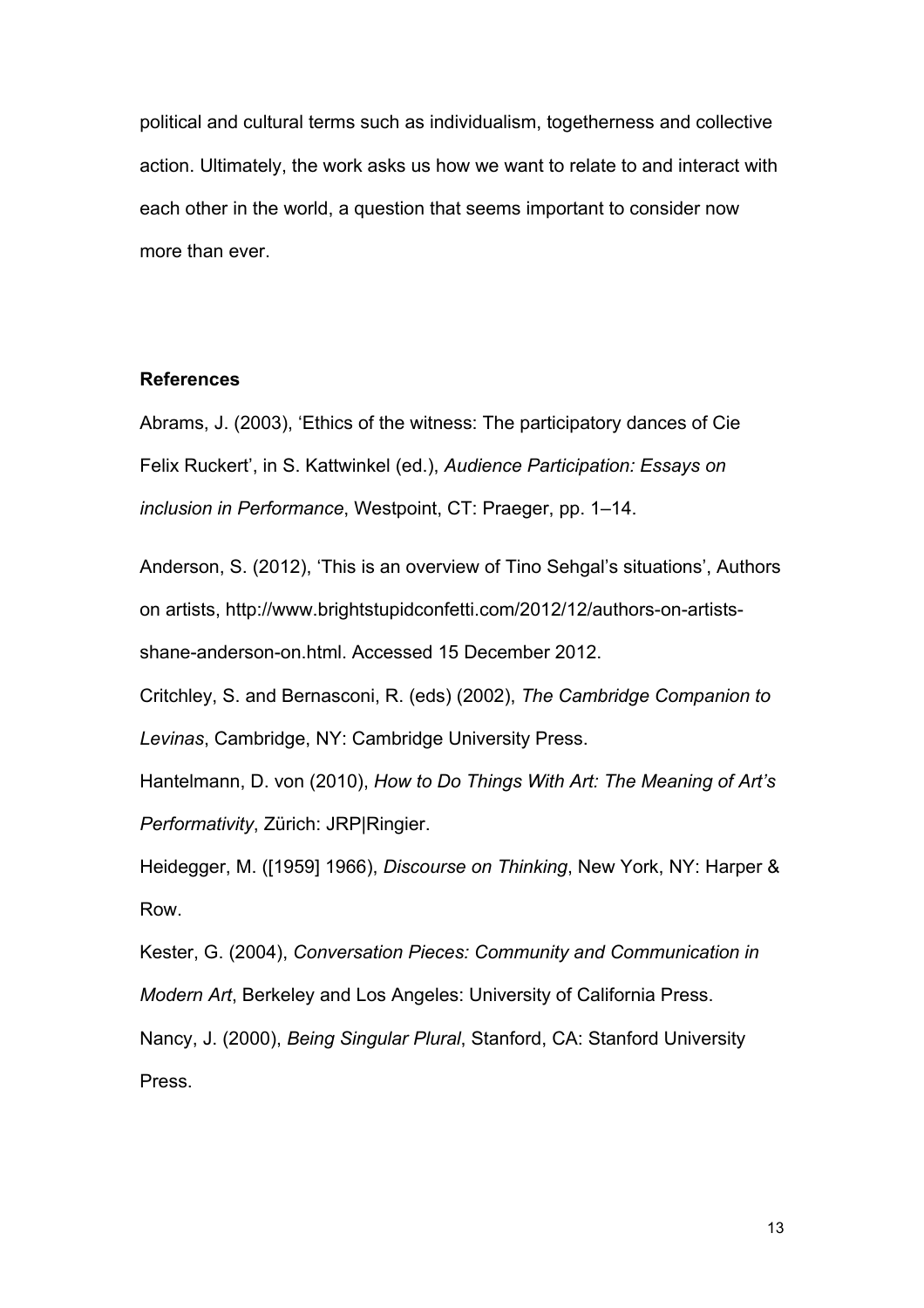political and cultural terms such as individualism, togetherness and collective action. Ultimately, the work asks us how we want to relate to and interact with each other in the world, a question that seems important to consider now more than ever.

**References**

Abrams, J. (2003), 'Ethics of the witness: The participatory dances of Cie Felix Ruckert', in S. Kattwinkel (ed.), *Audience Participation: Essays on inclusion in Performance*, Westpoint, CT: Praeger, pp. 1–14.

Anderson, S. (2012), 'This is an overview of Tino Sehgal's situations', Authors on artists, http://www.brightstupidconfetti.com/2012/12/authors-on-artists-shane-anderson-on.html. Accessed 15 December 2012.

Critchley, S. and Bernasconi, R. (eds) (2002), *The Cambridge Companion to Levinas*, Cambridge, NY: Cambridge University Press.

Hantelmann, D. von (2010), *How to Do Things With Art: The Meaning of Art's Performativity*, Zürich: JRP|Ringier.

Heidegger, M. ([1959] 1966), *Discourse on Thinking*, New York, NY: Harper & Row.

Kester, G. (2004), *Conversation Pieces: Community and Communication in Modern Art*, Berkeley and Los Angeles: University of California Press.

Nancy, J. (2000), *Being Singular Plural*, Stanford, CA: Stanford University Press.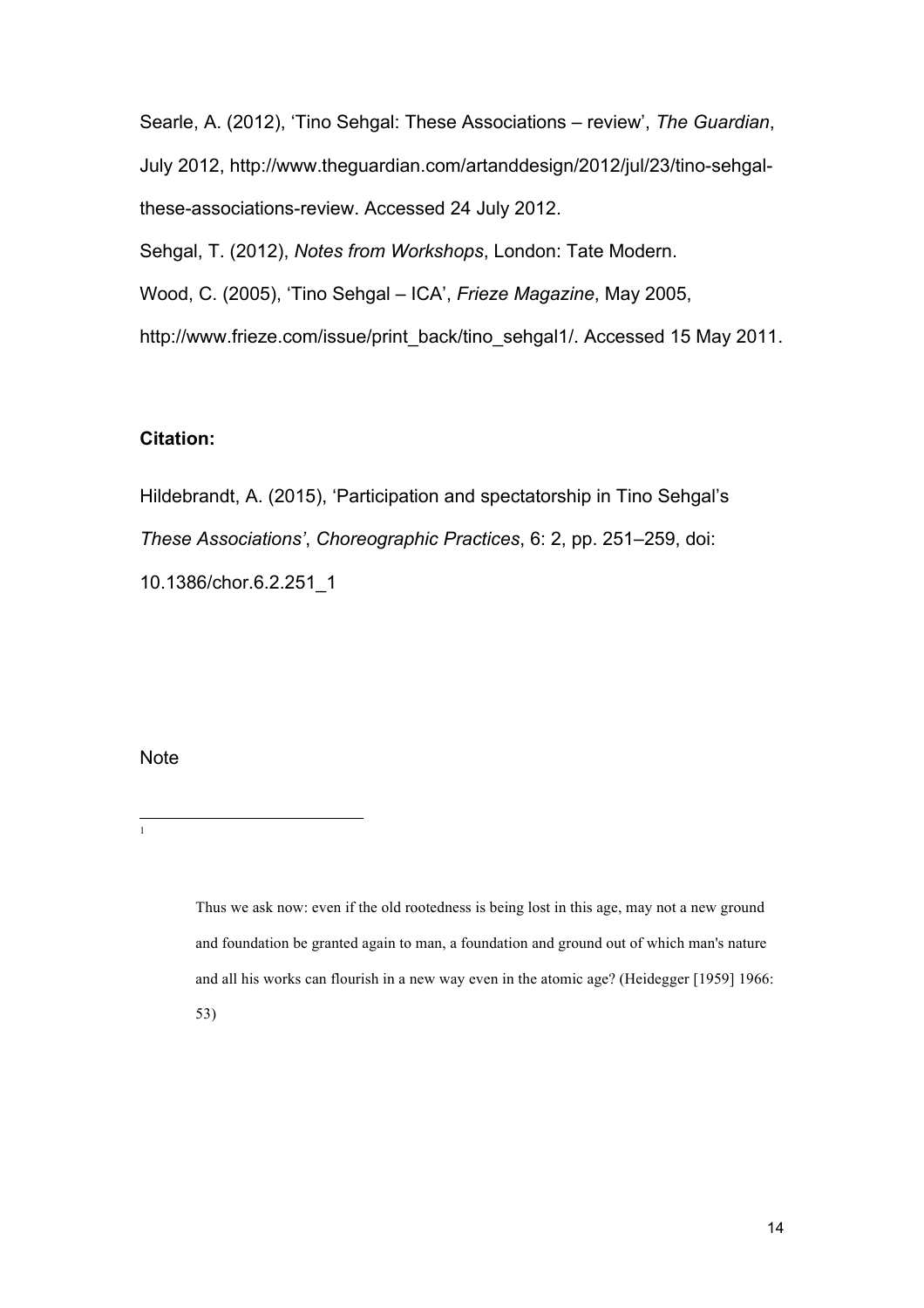Searle, A. (2012), 'Tino Sehgal: These Associations – review', *The Guardian*, July 2012, http://www.theguardian.com/artanddesign/2012/jul/23/tino-sehgal-these-associations-review. Accessed 24 July 2012.

Sehgal, T. (2012), *Notes from Workshops*, London: Tate Modern.

Wood, C. (2005), 'Tino Sehgal – ICA', *Frieze Magazine*, May 2005, http://www.frieze.com/issue/print_back/tino_sehgal1/. Accessed 15 May 2011.

**Citation:**

Hildebrandt, A. (2015), 'Participation and spectatorship in Tino Sehgal's *These Associations'*, *Choreographic Practices*, 6: 2, pp. 251–259, doi: 10.1386/chor.6.2.251_1

Note

[1]

> Thus we ask now: even if the old rootedness is being lost in this age, may not a new ground and foundation be granted again to man, a foundation and ground out of which man's nature and all his works can flourish in a new way even in the atomic age? (Heidegger [1959] 1966: 53)